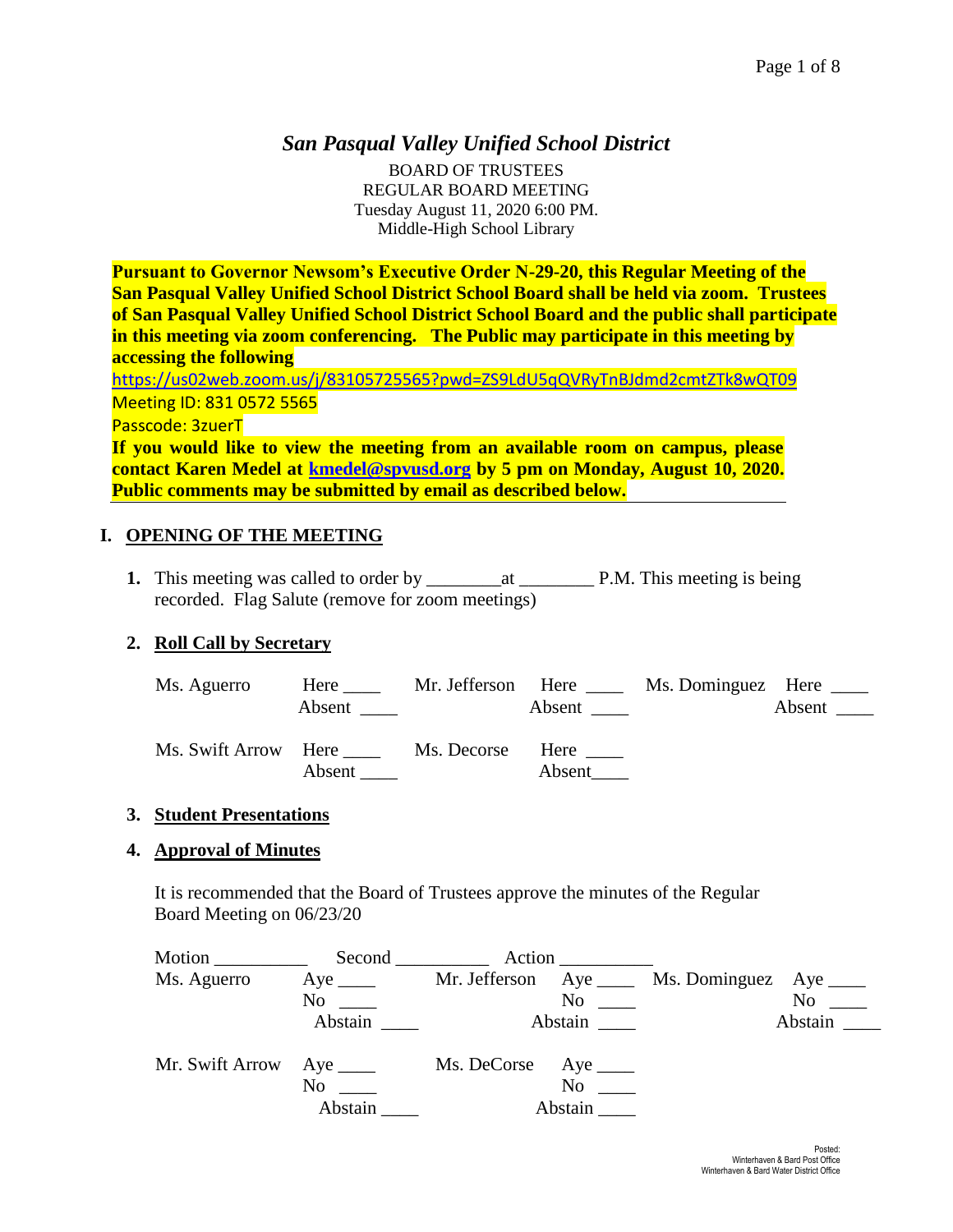# *San Pasqual Valley Unified School District*

BOARD OF TRUSTEES
REGULAR BOARD MEETING
Tuesday August 11, 2020 6:00 PM.
Middle-High School Library

**Pursuant to Governor Newsom's Executive Order N-29-20, this Regular Meeting of the San Pasqual Valley Unified School District School Board shall be held via zoom. Trustees of San Pasqual Valley Unified School District School Board and the public shall participate in this meeting via zoom conferencing. The Public may participate in this meeting by accessing the following**
https://us02web.zoom.us/j/83105725565?pwd=ZS9LdU5qQVRyTnBJdmd2cmtZTk8wQT09
Meeting ID: 831 0572 5565
Passcode: 3zuerT
**If you would like to view the meeting from an available room on campus, please contact Karen Medel at kmedel@spvusd.org by 5 pm on Monday, August 10, 2020. Public comments may be submitted by email as described below.**

## I. OPENING OF THE MEETING

**1.** This meeting was called to order by ________at ________ P.M. This meeting is being recorded. Flag Salute (remove for zoom meetings)

**2. Roll Call by Secretary**

| | | | | | |
|---|---|---|---|---|---|
| Ms. Aguerro | Here ____ Absent ____ | Mr. Jefferson | Here ____ Absent ____ | Ms. Dominguez | Here ____ Absent ____ |
| Ms. Swift Arrow | Here ____ Absent ____ | Ms. Decorse | Here ____ Absent____ | | |

**3. Student Presentations**

**4. Approval of Minutes**

It is recommended that the Board of Trustees approve the minutes of the Regular Board Meeting on 06/23/20

Motion __________ Second __________ Action __________

| | | | | | |
|---|---|---|---|---|---|
| Ms. Aguerro | Aye ____ No ____ Abstain ____ | Mr. Jefferson | Aye ____ No ____ Abstain ____ | Ms. Dominguez | Aye ____ No ____ Abstain ____ |
| Mr. Swift Arrow | Aye ____ No ____ Abstain ____ | Ms. DeCorse | Aye ____ No ____ Abstain ____ | | |

Posted:
Winterhaven & Bard Post Office
Winterhaven & Bard Water District Office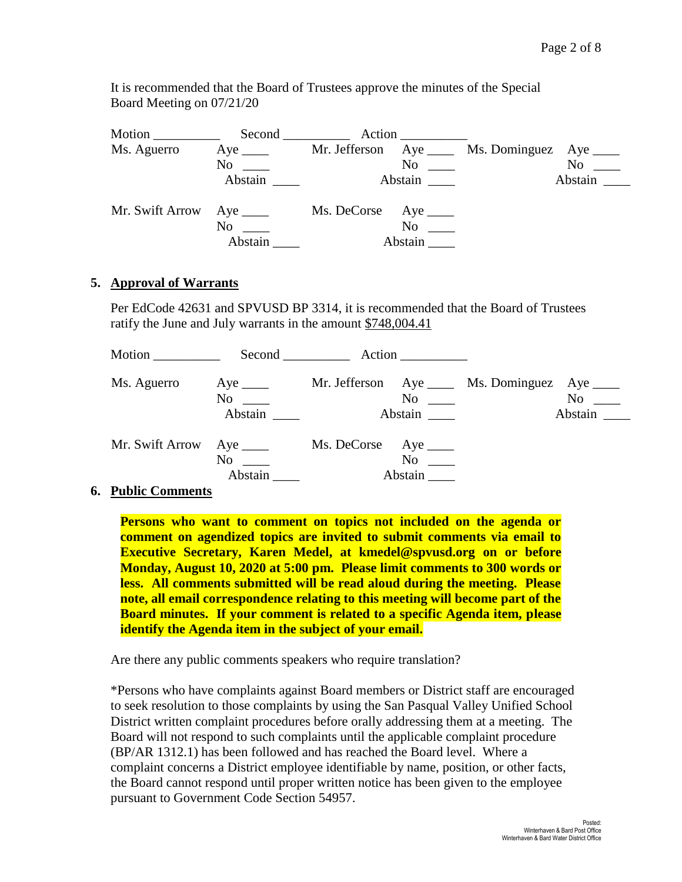It is recommended that the Board of Trustees approve the minutes of the Special Board Meeting on 07/21/20

Motion __________ Second __________ Action __________

| | | | | | |
|---|---|---|---|---|---|
| Ms. Aguerro | Aye ____ No ____ Abstain ____ | Mr. Jefferson | Aye ____ No ____ Abstain ____ | Ms. Dominguez | Aye ____ No ____ Abstain ____ |
| Mr. Swift Arrow | Aye ____ No ____ Abstain ____ | Ms. DeCorse | Aye ____ No ____ Abstain ____ | | |

**5. Approval of Warrants**

Per EdCode 42631 and SPVUSD BP 3314, it is recommended that the Board of Trustees ratify the June and July warrants in the amount $748,004.41

Motion __________ Second __________ Action __________

| | | | | | |
|---|---|---|---|---|---|
| Ms. Aguerro | Aye ____ No ____ Abstain ____ | Mr. Jefferson | Aye ____ No ____ Abstain ____ | Ms. Dominguez | Aye ____ No ____ Abstain ____ |
| Mr. Swift Arrow | Aye ____ No ____ Abstain ____ | Ms. DeCorse | Aye ____ No ____ Abstain ____ | | |

**6. Public Comments**

**Persons who want to comment on topics not included on the agenda or comment on agendized topics are invited to submit comments via email to Executive Secretary, Karen Medel, at kmedel@spvusd.org on or before Monday, August 10, 2020 at 5:00 pm. Please limit comments to 300 words or less. All comments submitted will be read aloud during the meeting. Please note, all email correspondence relating to this meeting will become part of the Board minutes. If your comment is related to a specific Agenda item, please identify the Agenda item in the subject of your email.**

Are there any public comments speakers who require translation?

*Persons who have complaints against Board members or District staff are encouraged to seek resolution to those complaints by using the San Pasqual Valley Unified School District written complaint procedures before orally addressing them at a meeting. The Board will not respond to such complaints until the applicable complaint procedure (BP/AR 1312.1) has been followed and has reached the Board level. Where a complaint concerns a District employee identifiable by name, position, or other facts, the Board cannot respond until proper written notice has been given to the employee pursuant to Government Code Section 54957.

Posted:
Winterhaven & Bard Post Office
Winterhaven & Bard Water District Office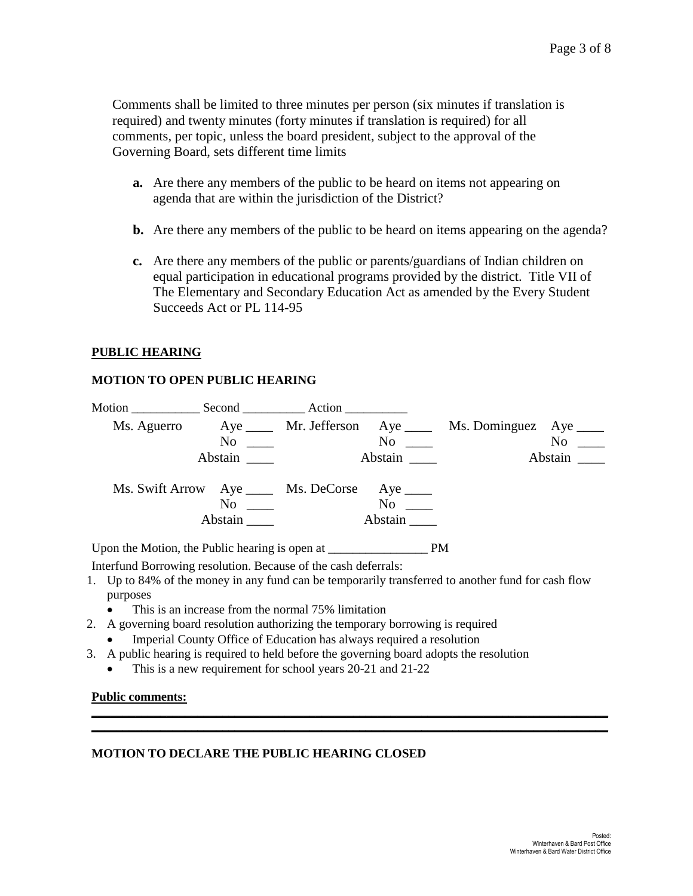Comments shall be limited to three minutes per person (six minutes if translation is required) and twenty minutes (forty minutes if translation is required) for all comments, per topic, unless the board president, subject to the approval of the Governing Board, sets different time limits

**a.** Are there any members of the public to be heard on items not appearing on agenda that are within the jurisdiction of the District?

**b.** Are there any members of the public to be heard on items appearing on the agenda?

**c.** Are there any members of the public or parents/guardians of Indian children on equal participation in educational programs provided by the district. Title VII of The Elementary and Secondary Education Act as amended by the Every Student Succeeds Act or PL 114-95

**PUBLIC HEARING**

**MOTION TO OPEN PUBLIC HEARING**

Motion ___________ Second __________ Action __________

| | | | | | |
|---|---|---|---|---|---|
| Ms. Aguerro | Aye ____ No ____ Abstain ____ | Mr. Jefferson | Aye ____ No ____ Abstain ____ | Ms. Dominguez | Aye ____ No ____ Abstain ____ |
| Ms. Swift Arrow | Aye ____ No ____ Abstain ____ | Ms. DeCorse | Aye ____ No ____ Abstain ____ | | |

Upon the Motion, the Public hearing is open at ________________ PM

Interfund Borrowing resolution. Because of the cash deferrals:

1. Up to 84% of the money in any fund can be temporarily transferred to another fund for cash flow purposes
   - This is an increase from the normal 75% limitation
2. A governing board resolution authorizing the temporary borrowing is required
   - Imperial County Office of Education has always required a resolution
3. A public hearing is required to held before the governing board adopts the resolution
   - This is a new requirement for school years 20-21 and 21-22

**Public comments:**

______________________________________________________________________________

______________________________________________________________________________

**MOTION TO DECLARE THE PUBLIC HEARING CLOSED**

Posted:
Winterhaven & Bard Post Office
Winterhaven & Bard Water District Office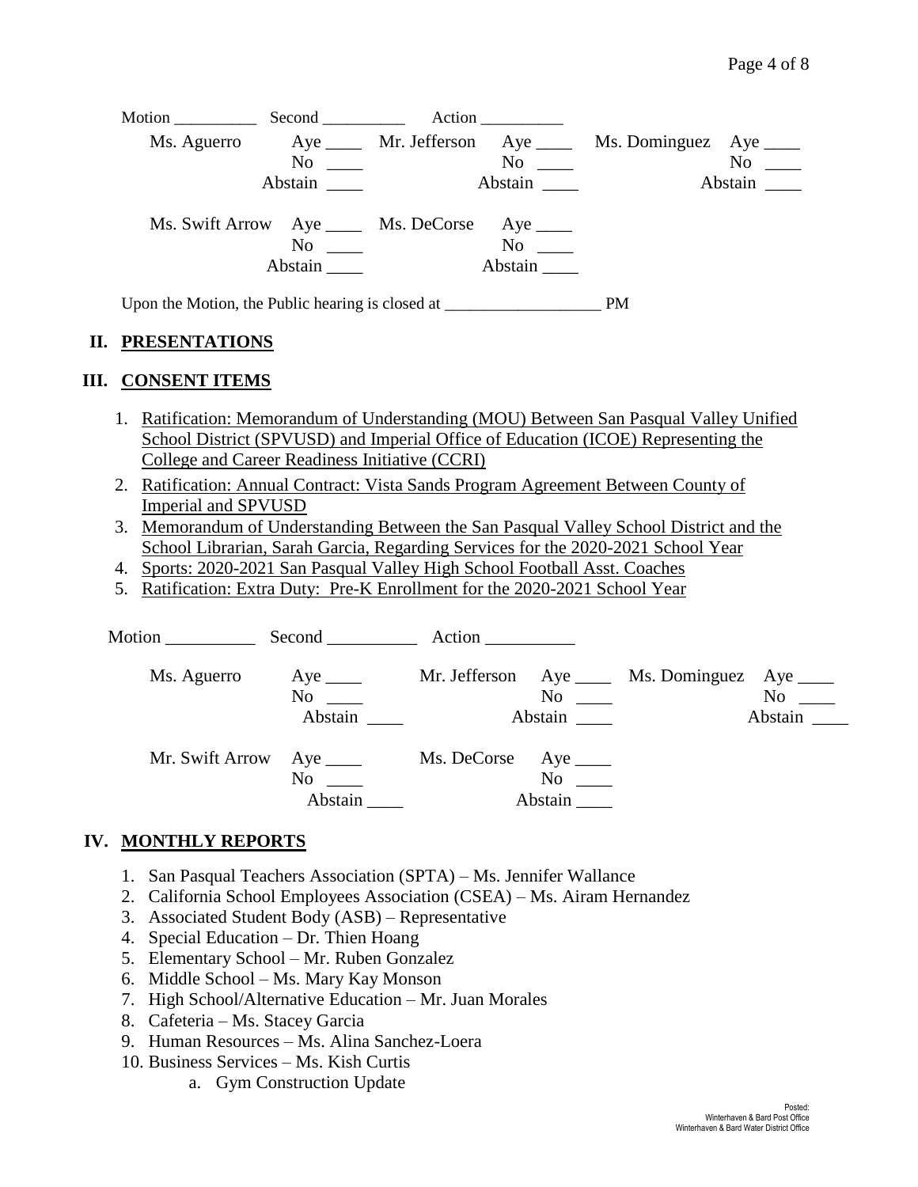Motion __________ Second __________ Action __________

| | | | | | |
|---|---|---|---|---|---|
| Ms. Aguerro | Aye ____ | Mr. Jefferson | Aye ____ | Ms. Dominguez | Aye ____ |
| | No ____ | | No ____ | | No ____ |
| | Abstain ____ | | Abstain ____ | | Abstain ____ |
| Ms. Swift Arrow | Aye ____ | Ms. DeCorse | Aye ____ | | |
| | No ____ | | No ____ | | |
| | Abstain ____ | | Abstain ____ | | |

Upon the Motion, the Public hearing is closed at ___________________ PM

## II. PRESENTATIONS

## III. CONSENT ITEMS

1. Ratification: Memorandum of Understanding (MOU) Between San Pasqual Valley Unified School District (SPVUSD) and Imperial Office of Education (ICOE) Representing the College and Career Readiness Initiative (CCRI)
2. Ratification: Annual Contract: Vista Sands Program Agreement Between County of Imperial and SPVUSD
3. Memorandum of Understanding Between the San Pasqual Valley School District and the School Librarian, Sarah Garcia, Regarding Services for the 2020-2021 School Year
4. Sports: 2020-2021 San Pasqual Valley High School Football Asst. Coaches
5. Ratification: Extra Duty: Pre-K Enrollment for the 2020-2021 School Year

Motion __________ Second __________ Action __________

| | | | | | |
|---|---|---|---|---|---|
| Ms. Aguerro | Aye ____ | Mr. Jefferson | Aye ____ | Ms. Dominguez | Aye ____ |
| | No ____ | | No ____ | | No ____ |
| | Abstain ____ | | Abstain ____ | | Abstain ____ |
| Mr. Swift Arrow | Aye ____ | Ms. DeCorse | Aye ____ | | |
| | No ____ | | No ____ | | |
| | Abstain ____ | | Abstain ____ | | |

## IV. MONTHLY REPORTS

1. San Pasqual Teachers Association (SPTA) – Ms. Jennifer Wallance
2. California School Employees Association (CSEA) – Ms. Airam Hernandez
3. Associated Student Body (ASB) – Representative
4. Special Education – Dr. Thien Hoang
5. Elementary School – Mr. Ruben Gonzalez
6. Middle School – Ms. Mary Kay Monson
7. High School/Alternative Education – Mr. Juan Morales
8. Cafeteria – Ms. Stacey Garcia
9. Human Resources – Ms. Alina Sanchez-Loera
10. Business Services – Ms. Kish Curtis
    a. Gym Construction Update

Posted:
Winterhaven & Bard Post Office
Winterhaven & Bard Water District Office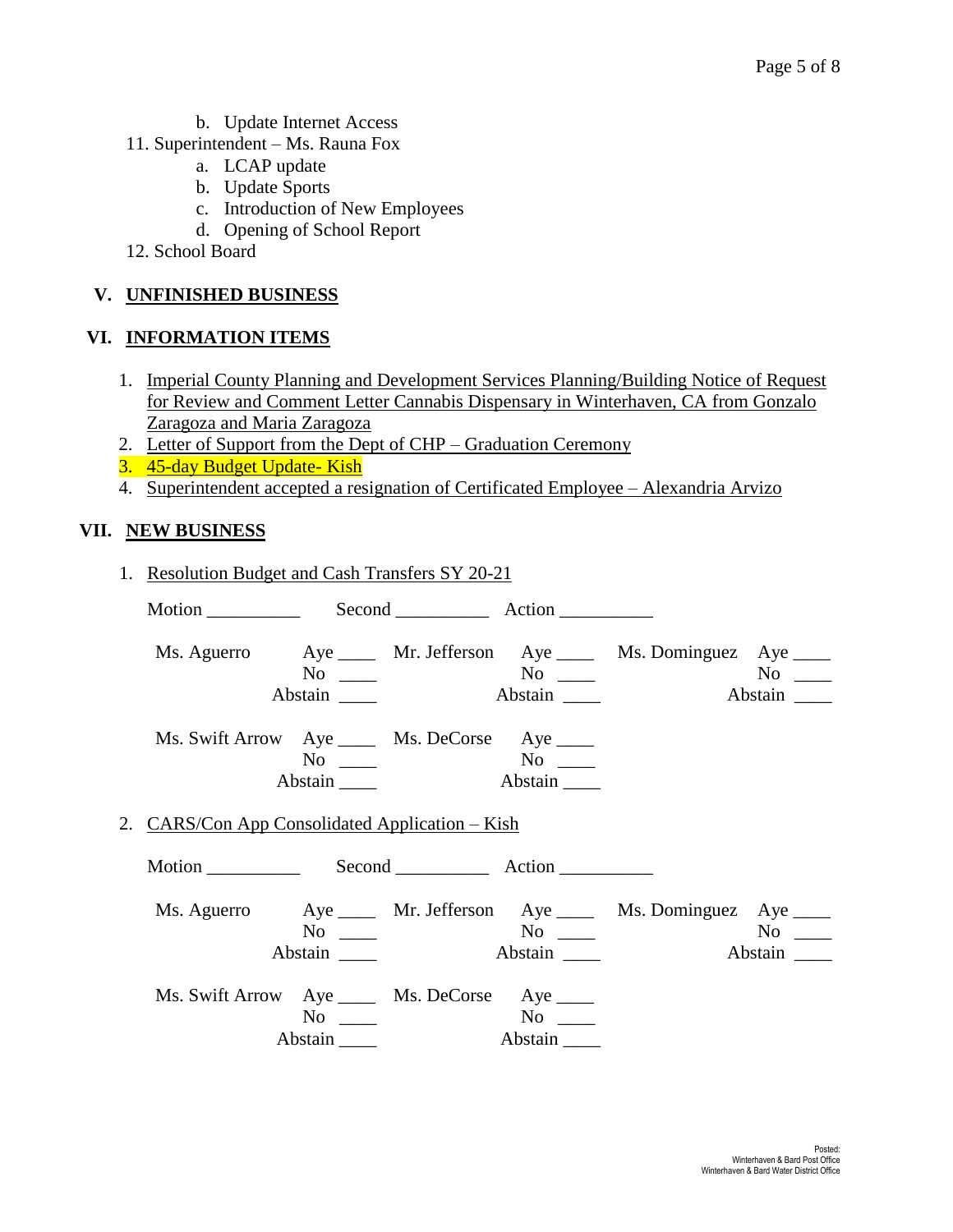b. Update Internet Access

11. Superintendent – Ms. Rauna Fox
    a. LCAP update
    b. Update Sports
    c. Introduction of New Employees
    d. Opening of School Report
12. School Board

## V. UNFINISHED BUSINESS

## VI. INFORMATION ITEMS

1. Imperial County Planning and Development Services Planning/Building Notice of Request for Review and Comment Letter Cannabis Dispensary in Winterhaven, CA from Gonzalo Zaragoza and Maria Zaragoza
2. Letter of Support from the Dept of CHP – Graduation Ceremony
3. 45-day Budget Update- Kish
4. Superintendent accepted a resignation of Certificated Employee – Alexandria Arvizo

## VII. NEW BUSINESS

1. Resolution Budget and Cash Transfers SY 20-21

   Motion __________ Second __________ Action __________

   | | | | | | |
   |---|---|---|---|---|---|
   | Ms. Aguerro | Aye ____ No ____ Abstain ____ | Mr. Jefferson | Aye ____ No ____ Abstain ____ | Ms. Dominguez | Aye ____ No ____ Abstain ____ |
   | Ms. Swift Arrow | Aye ____ No ____ Abstain ____ | Ms. DeCorse | Aye ____ No ____ Abstain ____ | | |

2. CARS/Con App Consolidated Application – Kish

   Motion __________ Second __________ Action __________

   | | | | | | |
   |---|---|---|---|---|---|
   | Ms. Aguerro | Aye ____ No ____ Abstain ____ | Mr. Jefferson | Aye ____ No ____ Abstain ____ | Ms. Dominguez | Aye ____ No ____ Abstain ____ |
   | Ms. Swift Arrow | Aye ____ No ____ Abstain ____ | Ms. DeCorse | Aye ____ No ____ Abstain ____ | | |

Posted:
Winterhaven & Bard Post Office
Winterhaven & Bard Water District Office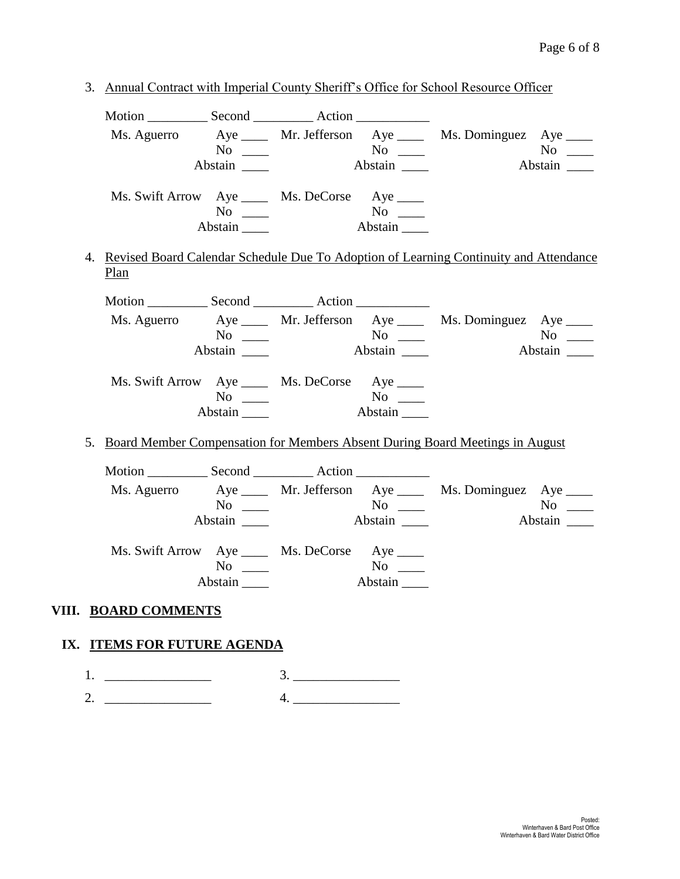3. Annual Contract with Imperial County Sheriff's Office for School Resource Officer

   Motion _________ Second _________ Action ___________

   | | | | | | |
   |---|---|---|---|---|---|
   | Ms. Aguerro | Aye ____ | Mr. Jefferson | Aye ____ | Ms. Dominguez | Aye ____ |
   | | No ____ | | No ____ | | No ____ |
   | | Abstain ____ | | Abstain ____ | | Abstain ____ |
   | Ms. Swift Arrow | Aye ____ | Ms. DeCorse | Aye ____ | | |
   | | No ____ | | No ____ | | |
   | | Abstain ____ | | Abstain ____ | | |

4. Revised Board Calendar Schedule Due To Adoption of Learning Continuity and Attendance Plan

   Motion _________ Second _________ Action ___________

   | | | | | | |
   |---|---|---|---|---|---|
   | Ms. Aguerro | Aye ____ | Mr. Jefferson | Aye ____ | Ms. Dominguez | Aye ____ |
   | | No ____ | | No ____ | | No ____ |
   | | Abstain ____ | | Abstain ____ | | Abstain ____ |
   | Ms. Swift Arrow | Aye ____ | Ms. DeCorse | Aye ____ | | |
   | | No ____ | | No ____ | | |
   | | Abstain ____ | | Abstain ____ | | |

5. Board Member Compensation for Members Absent During Board Meetings in August

   Motion _________ Second _________ Action ___________

   | | | | | | |
   |---|---|---|---|---|---|
   | Ms. Aguerro | Aye ____ | Mr. Jefferson | Aye ____ | Ms. Dominguez | Aye ____ |
   | | No ____ | | No ____ | | No ____ |
   | | Abstain ____ | | Abstain ____ | | Abstain ____ |
   | Ms. Swift Arrow | Aye ____ | Ms. DeCorse | Aye ____ | | |
   | | No ____ | | No ____ | | |
   | | Abstain ____ | | Abstain ____ | | |

## VIII. BOARD COMMENTS

## IX. ITEMS FOR FUTURE AGENDA

1. ________________ 3. ________________
2. ________________ 4. ________________

Posted:
Winterhaven & Bard Post Office
Winterhaven & Bard Water District Office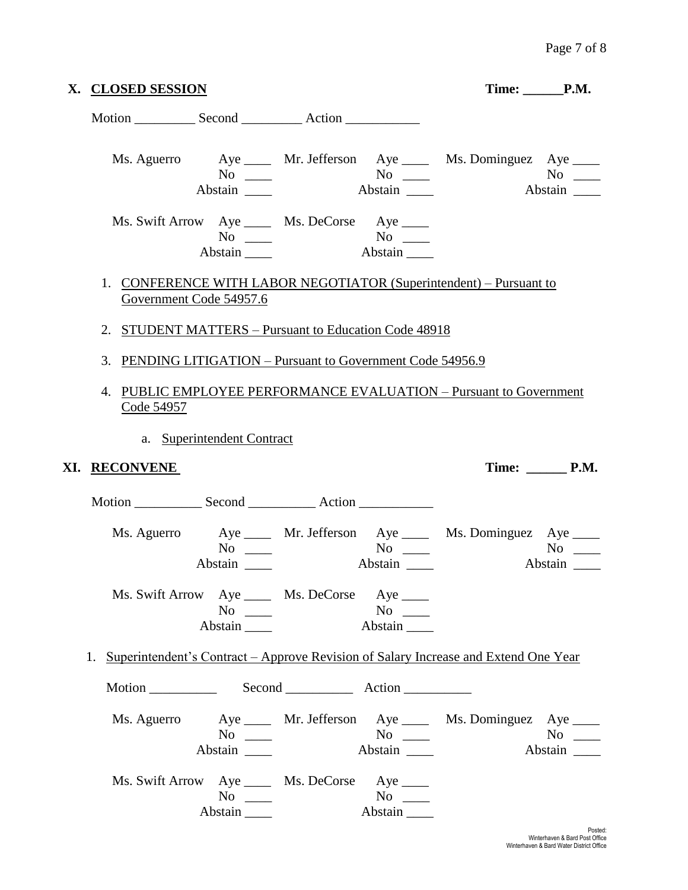## X. CLOSED SESSION

**Time: ______P.M.**

Motion _________ Second _________ Action ___________

| | | | | | |
|---|---|---|---|---|---|
| Ms. Aguerro | Aye ____ | Mr. Jefferson | Aye ____ | Ms. Dominguez | Aye ____ |
| | No ____ | | No ____ | | No ____ |
| | Abstain ____ | | Abstain ____ | | Abstain ____ |
| Ms. Swift Arrow | Aye ____ | Ms. DeCorse | Aye ____ | | |
| | No ____ | | No ____ | | |
| | Abstain ____ | | Abstain ____ | | |

1. CONFERENCE WITH LABOR NEGOTIATOR (Superintendent) – Pursuant to Government Code 54957.6
2. STUDENT MATTERS – Pursuant to Education Code 48918
3. PENDING LITIGATION – Pursuant to Government Code 54956.9
4. PUBLIC EMPLOYEE PERFORMANCE EVALUATION – Pursuant to Government Code 54957
   a. Superintendent Contract

## XI. RECONVENE

**Time: ______ P.M.**

Motion __________ Second __________ Action ___________

| | | | | | |
|---|---|---|---|---|---|
| Ms. Aguerro | Aye ____ | Mr. Jefferson | Aye ____ | Ms. Dominguez | Aye ____ |
| | No ____ | | No ____ | | No ____ |
| | Abstain ____ | | Abstain ____ | | Abstain ____ |
| Ms. Swift Arrow | Aye ____ | Ms. DeCorse | Aye ____ | | |
| | No ____ | | No ____ | | |
| | Abstain ____ | | Abstain ____ | | |

1. Superintendent's Contract – Approve Revision of Salary Increase and Extend One Year

Motion __________ Second __________ Action __________

| | | | | | |
|---|---|---|---|---|---|
| Ms. Aguerro | Aye ____ | Mr. Jefferson | Aye ____ | Ms. Dominguez | Aye ____ |
| | No ____ | | No ____ | | No ____ |
| | Abstain ____ | | Abstain ____ | | Abstain ____ |
| Ms. Swift Arrow | Aye ____ | Ms. DeCorse | Aye ____ | | |
| | No ____ | | No ____ | | |
| | Abstain ____ | | Abstain ____ | | |

Posted:
Winterhaven & Bard Post Office
Winterhaven & Bard Water District Office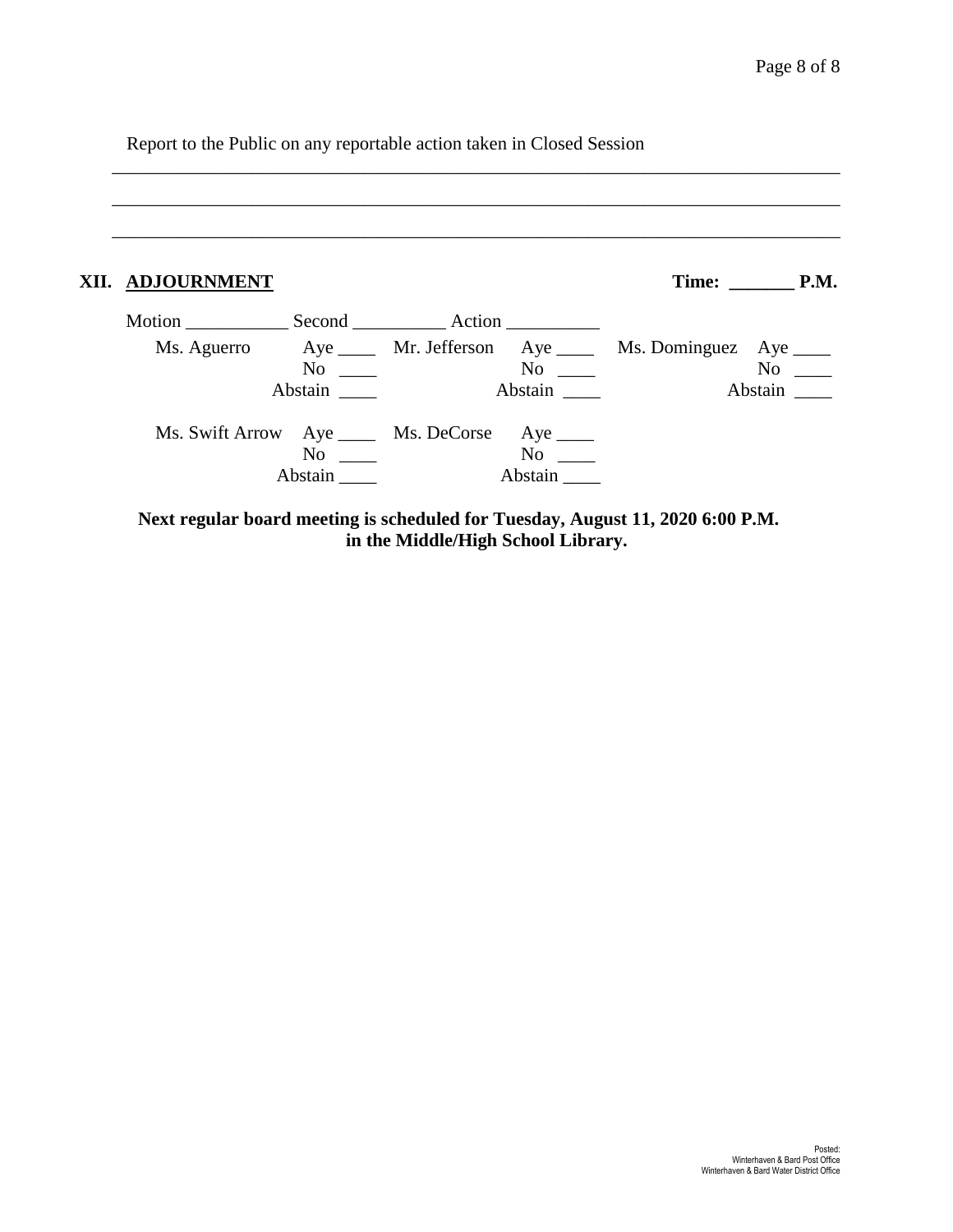Report to the Public on any reportable action taken in Closed Session

\_\_\_\_\_\_\_\_\_\_\_\_\_\_\_\_\_\_\_\_\_\_\_\_\_\_\_\_\_\_\_\_\_\_\_\_\_\_\_\_\_\_\_\_\_\_\_\_\_\_\_\_\_\_\_\_\_\_\_\_\_\_\_\_\_\_\_\_\_\_\_\_\_\_\_\_\_\_

\_\_\_\_\_\_\_\_\_\_\_\_\_\_\_\_\_\_\_\_\_\_\_\_\_\_\_\_\_\_\_\_\_\_\_\_\_\_\_\_\_\_\_\_\_\_\_\_\_\_\_\_\_\_\_\_\_\_\_\_\_\_\_\_\_\_\_\_\_\_\_\_\_\_\_\_\_\_

\_\_\_\_\_\_\_\_\_\_\_\_\_\_\_\_\_\_\_\_\_\_\_\_\_\_\_\_\_\_\_\_\_\_\_\_\_\_\_\_\_\_\_\_\_\_\_\_\_\_\_\_\_\_\_\_\_\_\_\_\_\_\_\_\_\_\_\_\_\_\_\_\_\_\_\_\_\_

## XII. ADJOURNMENT

**Time: _______ P.M.**

Motion ___________ Second __________ Action __________

| | | | | | |
|---|---|---|---|---|---|
| Ms. Aguerro | Aye ____ No ____ Abstain ____ | Mr. Jefferson | Aye ____ No ____ Abstain ____ | Ms. Dominguez | Aye ____ No ____ Abstain ____ |
| Ms. Swift Arrow | Aye ____ No ____ Abstain ____ | Ms. DeCorse | Aye ____ No ____ Abstain ____ | | |

**Next regular board meeting is scheduled for Tuesday, August 11, 2020 6:00 P.M. in the Middle/High School Library.**

Posted:
Winterhaven & Bard Post Office
Winterhaven & Bard Water District Office